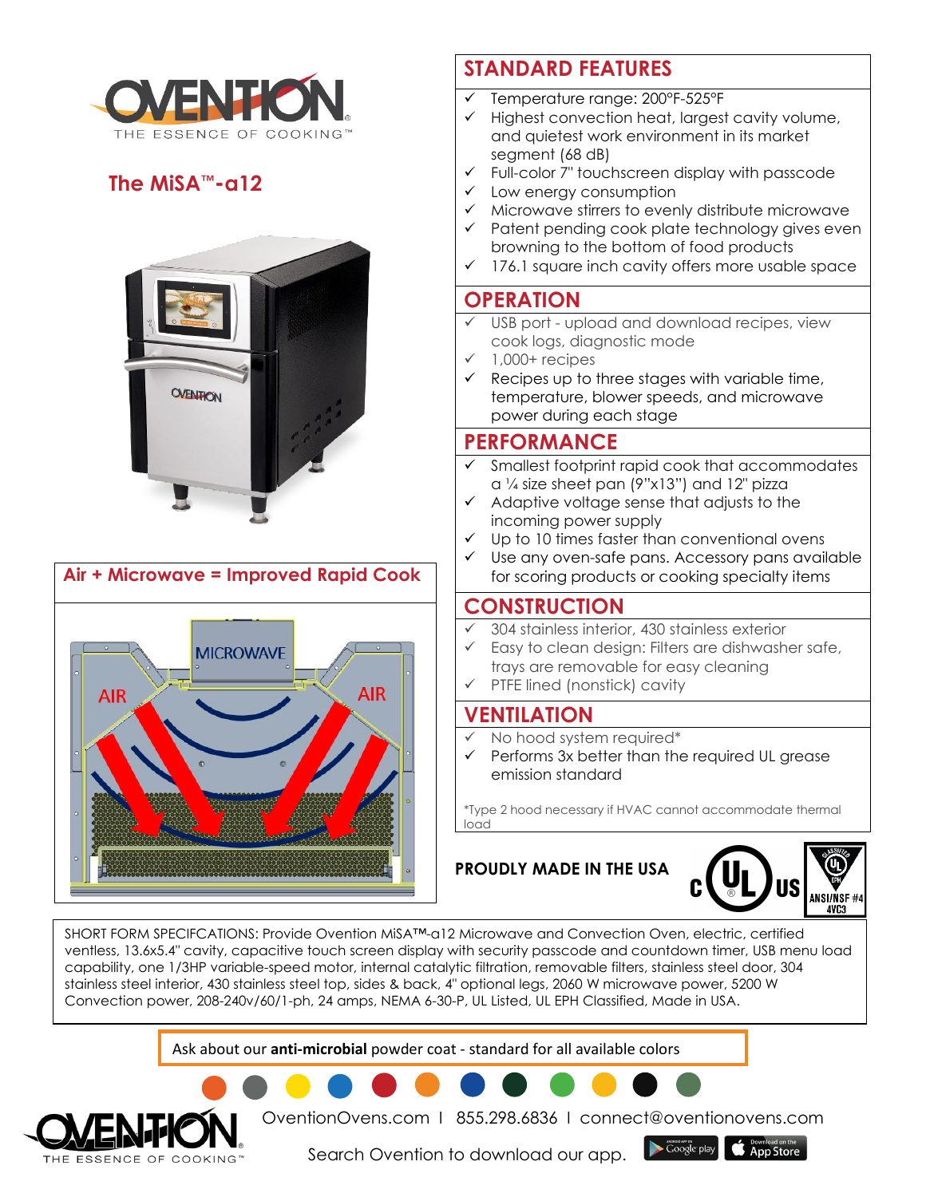# The MiSA™-a12

## Air + Microwave = Improved Rapid Cook

## STANDARD FEATURES

- ✓ Temperature range: 200°F-525°F
- ✓ Highest convection heat, largest cavity volume, and quietest work environment in its market segment (68 dB)
- ✓ Full-color 7" touchscreen display with passcode
- ✓ Low energy consumption
- ✓ Microwave stirrers to evenly distribute microwave
- ✓ Patent pending cook plate technology gives even browning to the bottom of food products
- ✓ 176.1 square inch cavity offers more usable space

## OPERATION

- ✓ USB port - upload and download recipes, view cook logs, diagnostic mode
- ✓ 1,000+ recipes
- ✓ Recipes up to three stages with variable time, temperature, blower speeds, and microwave power during each stage

## PERFORMANCE

- ✓ Smallest footprint rapid cook that accommodates a ¼ size sheet pan (9"x13") and 12" pizza
- ✓ Adaptive voltage sense that adjusts to the incoming power supply
- ✓ Up to 10 times faster than conventional ovens
- ✓ Use any oven-safe pans. Accessory pans available for scoring products or cooking specialty items

## CONSTRUCTION

- ✓ 304 stainless interior, 430 stainless exterior
- ✓ Easy to clean design: Filters are dishwasher safe, trays are removable for easy cleaning
- ✓ PTFE lined (nonstick) cavity

## VENTILATION

- ✓ No hood system required*
- ✓ Performs 3x better than the required UL grease emission standard

*Type 2 hood necessary if HVAC cannot accommodate thermal load

**PROUDLY MADE IN THE USA**

SHORT FORM SPECIFCATIONS: Provide Ovention MiSA™-a12 Microwave and Convection Oven, electric, certified ventless, 13.6x5.4" cavity, capacitive touch screen display with security passcode and countdown timer, USB menu load capability, one 1/3HP variable-speed motor, internal catalytic filtration, removable filters, stainless steel door, 304 stainless steel interior, 430 stainless steel top, sides & back, 4" optional legs, 2060 W microwave power, 5200 W Convection power, 208-240v/60/1-ph, 24 amps, NEMA 6-30-P, UL Listed, UL EPH Classified, Made in USA.

Ask about our **anti-microbial** powder coat - standard for all available colors

OVENTION — THE ESSENCE OF COOKING™

OventionOvens.com | 855.298.6836 | connect@oventionovens.com

Search Ovention to download our app.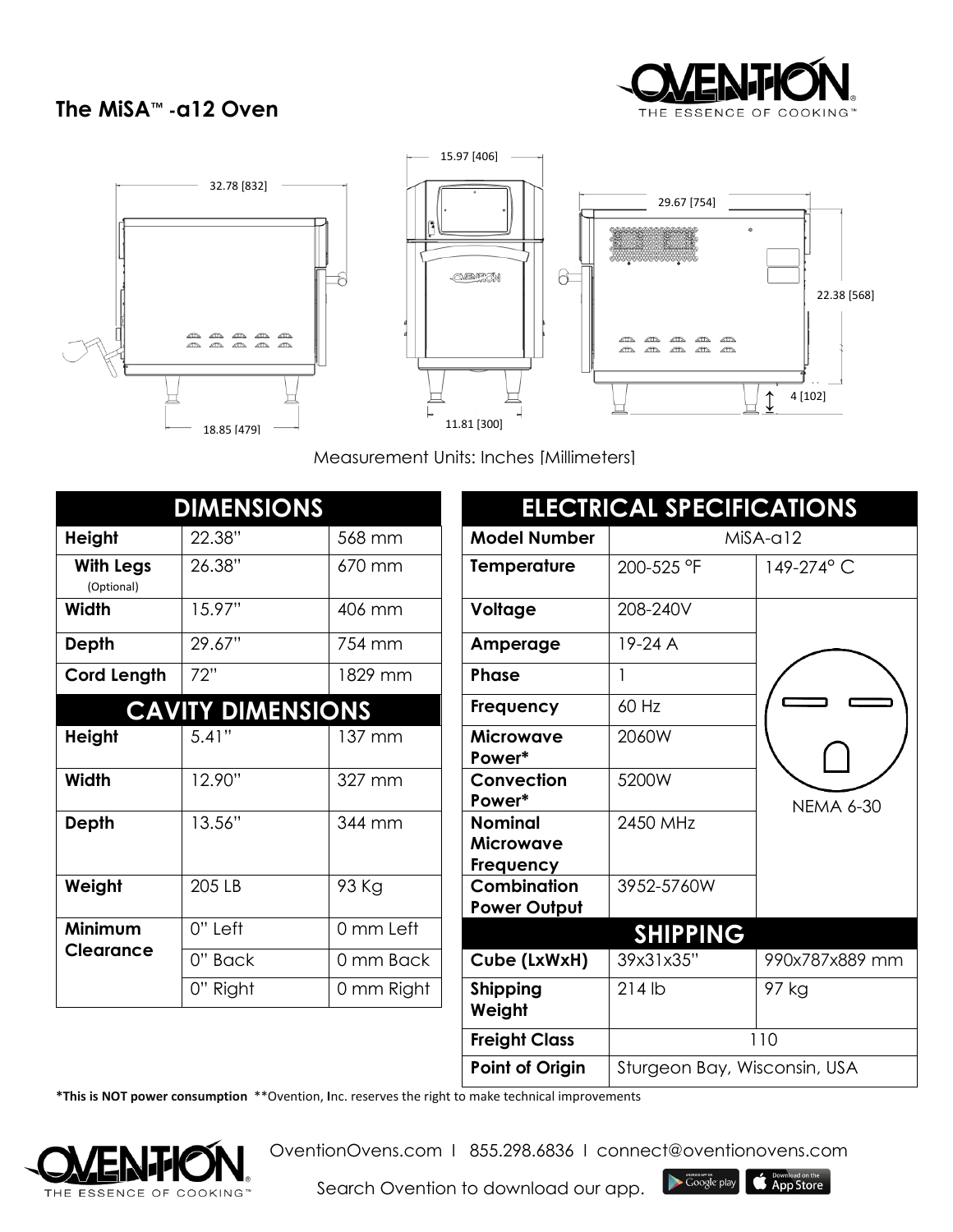## The MiSA™ -a12 Oven

THE ESSENCE OF COOKING™

32.78 [832]

18.85 [479]

15.97 [406]

11.81 [300]

29.67 [754]

22.38 [568]

4 [102]

Measurement Units: Inches [Millimeters]

| DIMENSIONS | | |
|---|---|---|
| **Height** | 22.38" | 568 mm |
| **With Legs** (Optional) | 26.38" | 670 mm |
| **Width** | 15.97" | 406 mm |
| **Depth** | 29.67" | 754 mm |
| **Cord Length** | 72" | 1829 mm |
| **CAVITY DIMENSIONS** | | |
| **Height** | 5.41" | 137 mm |
| **Width** | 12.90" | 327 mm |
| **Depth** | 13.56" | 344 mm |
| **Weight** | 205 LB | 93 Kg |
| **Minimum Clearance** | 0" Left | 0 mm Left |
| | 0" Back | 0 mm Back |
| | 0" Right | 0 mm Right |

| ELECTRICAL SPECIFICATIONS | | |
|---|---|---|
| **Model Number** | MiSA-a12 | |
| **Temperature** | 200-525 °F | 149-274° C |
| **Voltage** | 208-240V | NEMA 6-30 |
| **Amperage** | 19-24 A | |
| **Phase** | 1 | |
| **Frequency** | 60 Hz | |
| **Microwave Power*** | 2060W | |
| **Convection Power*** | 5200W | |
| **Nominal Microwave Frequency** | 2450 MHz | |
| **Combination Power Output** | 3952-5760W | |
| **SHIPPING** | | |
| **Cube (LxWxH)** | 39x31x35" | 990x787x889 mm |
| **Shipping Weight** | 214 lb | 97 kg |
| **Freight Class** | 110 | |
| **Point of Origin** | Sturgeon Bay, Wisconsin, USA | |

**\*This is NOT power consumption** **Ovention, Inc. reserves the right to make technical improvements

THE ESSENCE OF COOKING™

OventionOvens.com I 855.298.6836 I connect@oventionovens.com

Search Ovention to download our app.